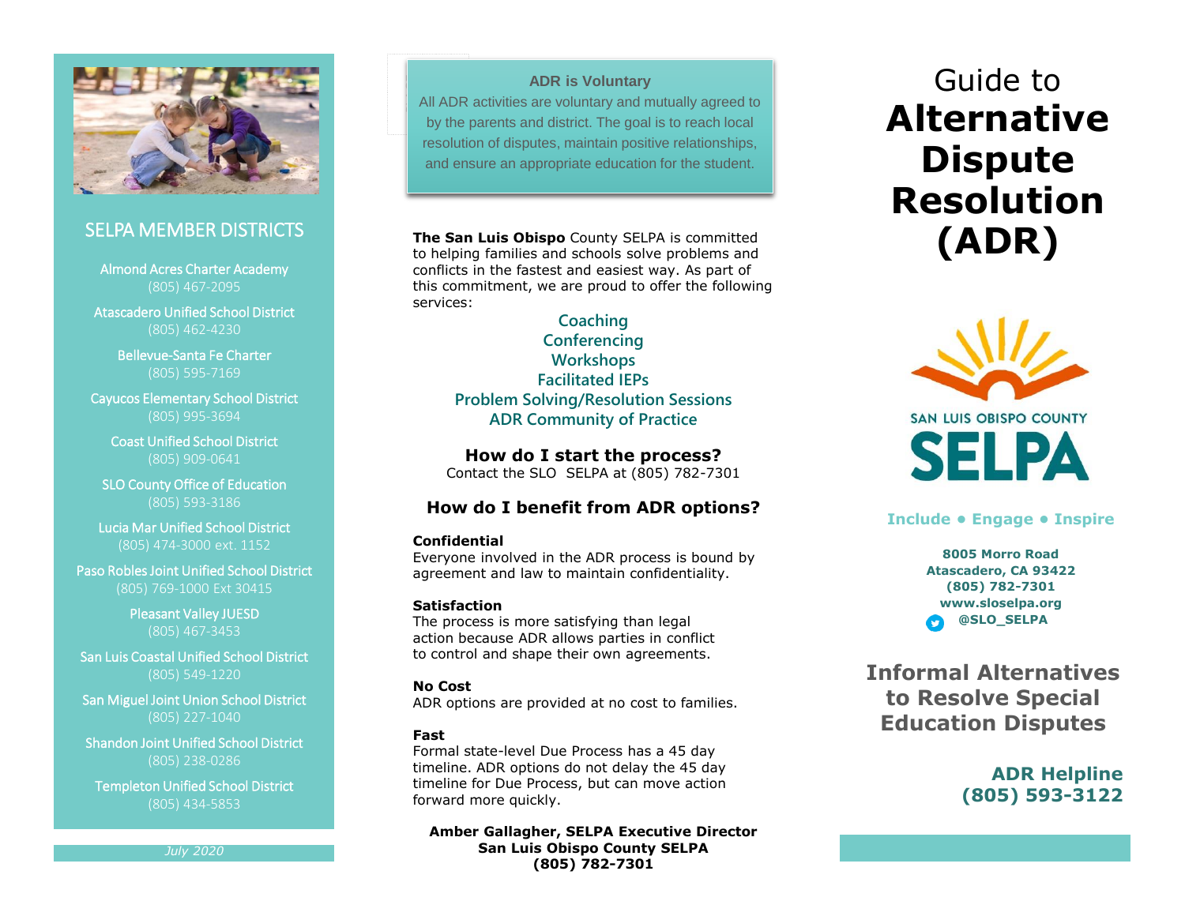# Guide to **Alternative Dispute Resolution (ADR)**

SAN LUIS OBISPO COUNTY SELPA

**Include • Engage • Inspire**

**8005 Morro Road**
**Atascadero, CA 93422**
**(805) 782-7301**
**www.sloselpa.org**
**@SLO_SELPA**

## Informal Alternatives to Resolve Special Education Disputes

**ADR Helpline**
**(805) 593-3122**

---

### ADR is Voluntary

All ADR activities are voluntary and mutually agreed to by the parents and district. The goal is to reach local resolution of disputes, maintain positive relationships, and ensure an appropriate education for the student.

**The San Luis Obispo** County SELPA is committed to helping families and schools solve problems and conflicts in the fastest and easiest way. As part of this commitment, we are proud to offer the following services:

- Coaching
- Conferencing
- Workshops
- Facilitated IEPs
- Problem Solving/Resolution Sessions
- ADR Community of Practice

### How do I start the process?

Contact the SLO SELPA at (805) 782-7301

### How do I benefit from ADR options?

**Confidential**
Everyone involved in the ADR process is bound by agreement and law to maintain confidentiality.

**Satisfaction**
The process is more satisfying than legal action because ADR allows parties in conflict to control and shape their own agreements.

**No Cost**
ADR options are provided at no cost to families.

**Fast**
Formal state-level Due Process has a 45 day timeline. ADR options do not delay the 45 day timeline for Due Process, but can move action forward more quickly.

**Amber Gallagher, SELPA Executive Director**
**San Luis Obispo County SELPA**
**(805) 782-7301**

---

## SELPA MEMBER DISTRICTS

Almond Acres Charter Academy
(805) 467-2095

Atascadero Unified School District
(805) 462-4230

Bellevue-Santa Fe Charter
(805) 595-7169

Cayucos Elementary School District
(805) 995-3694

Coast Unified School District
(805) 909-0641

SLO County Office of Education
(805) 593-3186

Lucia Mar Unified School District
(805) 474-3000 ext. 1152

Paso Robles Joint Unified School District
(805) 769-1000 Ext 30415

Pleasant Valley JUESD
(805) 467-3453

San Luis Coastal Unified School District
(805) 549-1220

San Miguel Joint Union School District
(805) 227-1040

Shandon Joint Unified School District
(805) 238-0286

Templeton Unified School District
(805) 434-5853

*July 2020*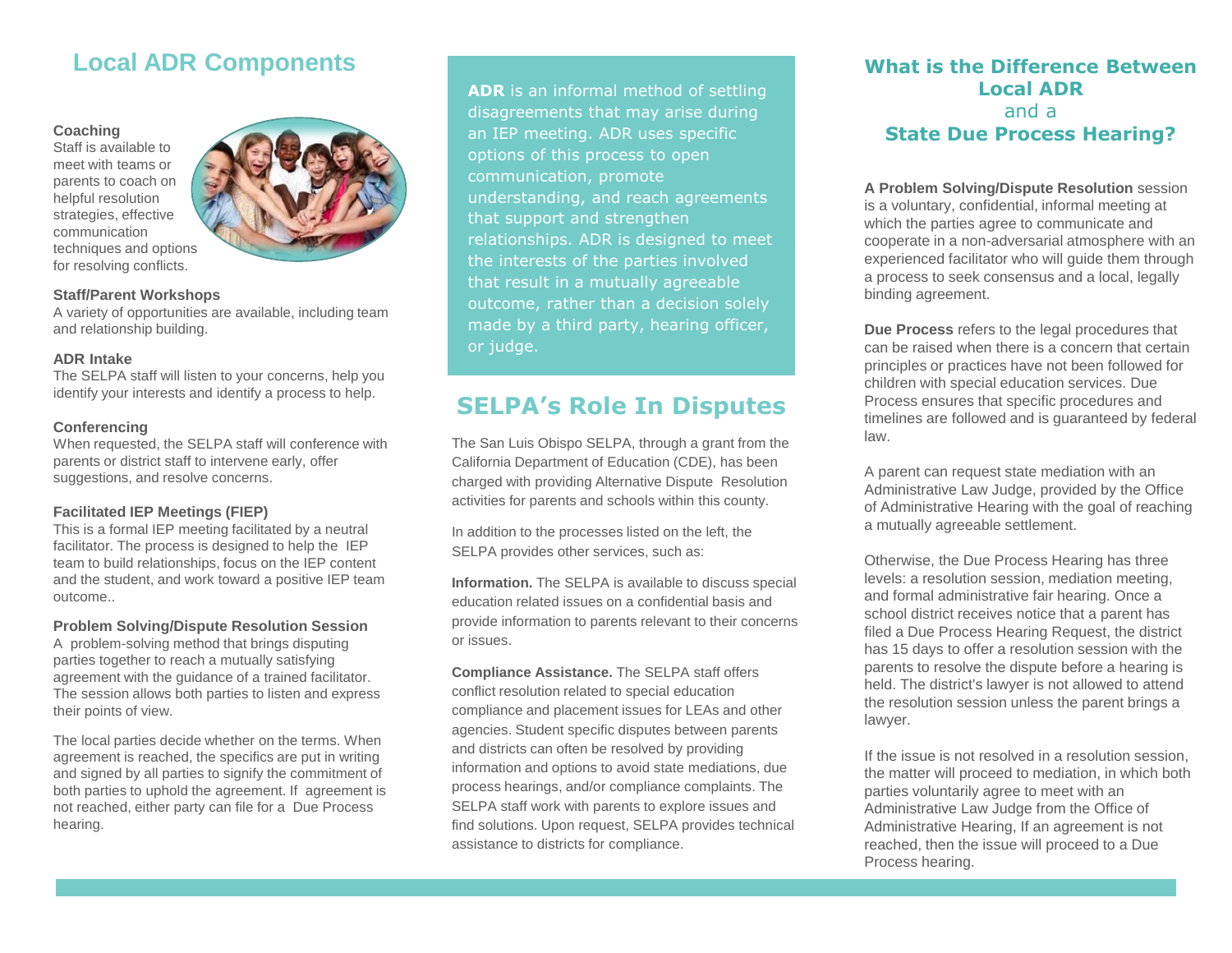## Local ADR Components

**Coaching**
Staff is available to meet with teams or parents to coach on helpful resolution strategies, effective communication techniques and options for resolving conflicts.

**Staff/Parent Workshops**
A variety of opportunities are available, including team and relationship building.

**ADR Intake**
The SELPA staff will listen to your concerns, help you identify your interests and identify a process to help.

**Conferencing**
When requested, the SELPA staff will conference with parents or district staff to intervene early, offer suggestions, and resolve concerns.

**Facilitated IEP Meetings (FIEP)**
This is a formal IEP meeting facilitated by a neutral facilitator. The process is designed to help the IEP team to build relationships, focus on the IEP content and the student, and work toward a positive IEP team outcome..

**Problem Solving/Dispute Resolution Session**
A problem-solving method that brings disputing parties together to reach a mutually satisfying agreement with the guidance of a trained facilitator. The session allows both parties to listen and express their points of view.

The local parties decide whether on the terms. When agreement is reached, the specifics are put in writing and signed by all parties to signify the commitment of both parties to uphold the agreement. If agreement is not reached, either party can file for a Due Process hearing.

**ADR** is an informal method of settling disagreements that may arise during an IEP meeting. ADR uses specific options of this process to open communication, promote understanding, and reach agreements that support and strengthen relationships. ADR is designed to meet the interests of the parties involved that result in a mutually agreeable outcome, rather than a decision solely made by a third party, hearing officer, or judge.

## SELPA's Role In Disputes

The San Luis Obispo SELPA, through a grant from the California Department of Education (CDE), has been charged with providing Alternative Dispute Resolution activities for parents and schools within this county.

In addition to the processes listed on the left, the SELPA provides other services, such as:

**Information.** The SELPA is available to discuss special education related issues on a confidential basis and provide information to parents relevant to their concerns or issues.

**Compliance Assistance.** The SELPA staff offers conflict resolution related to special education compliance and placement issues for LEAs and other agencies. Student specific disputes between parents and districts can often be resolved by providing information and options to avoid state mediations, due process hearings, and/or compliance complaints. The SELPA staff work with parents to explore issues and find solutions. Upon request, SELPA provides technical assistance to districts for compliance.

## What is the Difference Between Local ADR and a State Due Process Hearing?

**A Problem Solving/Dispute Resolution** session is a voluntary, confidential, informal meeting at which the parties agree to communicate and cooperate in a non-adversarial atmosphere with an experienced facilitator who will guide them through a process to seek consensus and a local, legally binding agreement.

**Due Process** refers to the legal procedures that can be raised when there is a concern that certain principles or practices have not been followed for children with special education services. Due Process ensures that specific procedures and timelines are followed and is guaranteed by federal law.

A parent can request state mediation with an Administrative Law Judge, provided by the Office of Administrative Hearing with the goal of reaching a mutually agreeable settlement.

Otherwise, the Due Process Hearing has three levels: a resolution session, mediation meeting, and formal administrative fair hearing. Once a school district receives notice that a parent has filed a Due Process Hearing Request, the district has 15 days to offer a resolution session with the parents to resolve the dispute before a hearing is held. The district's lawyer is not allowed to attend the resolution session unless the parent brings a lawyer.

If the issue is not resolved in a resolution session, the matter will proceed to mediation, in which both parties voluntarily agree to meet with an Administrative Law Judge from the Office of Administrative Hearing, If an agreement is not reached, then the issue will proceed to a Due Process hearing.